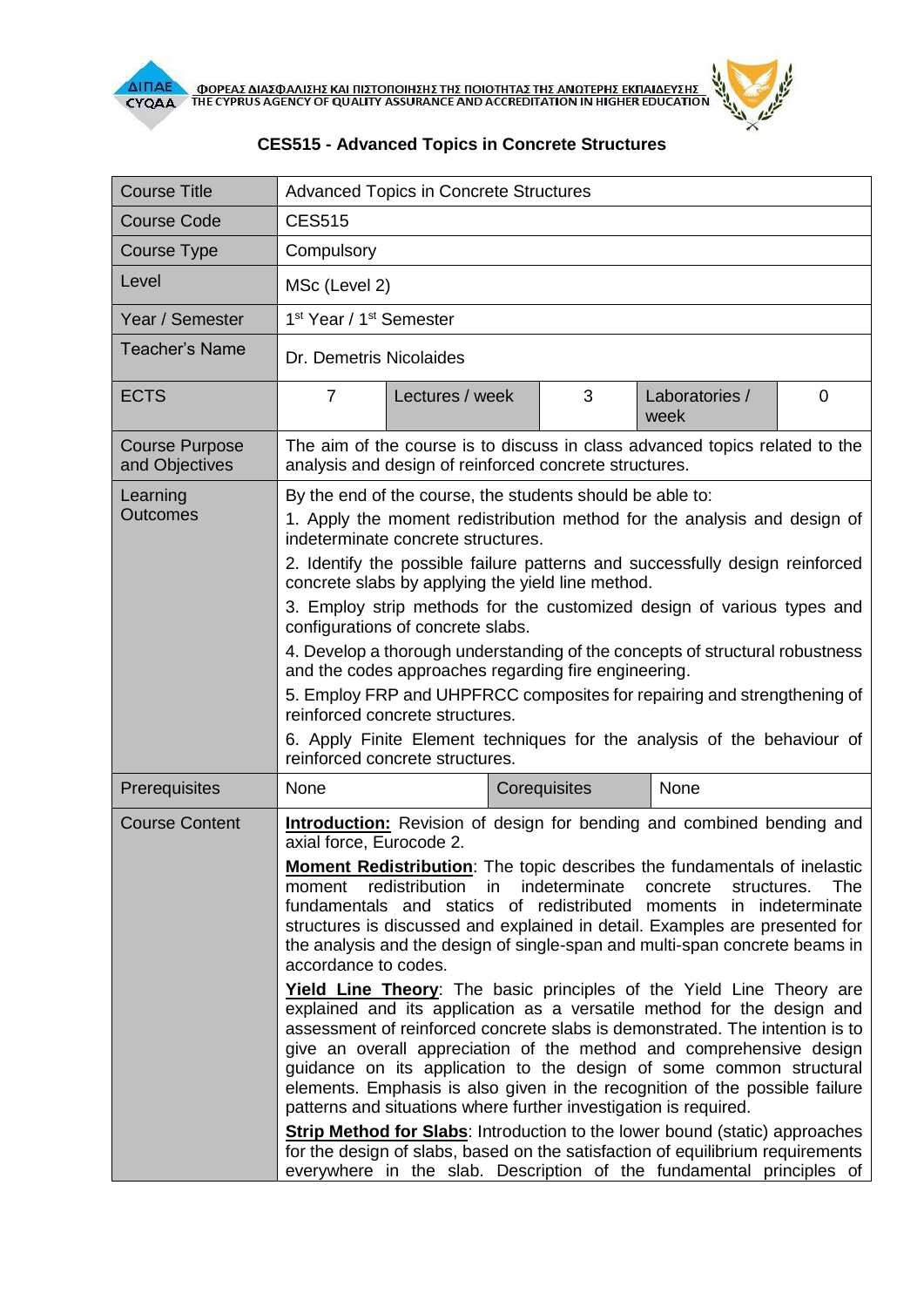ΦΟΡΕΑΣ ΔΙΑΣΦΑΛΙΣΗΣ ΚΑΙ ΠΙΣΤΟΠΟΙΗΣΗΣ ΤΗΣ ΠΟΙΟΤΗΤΑΣ ΤΗΣ ΑΝΩΤΕΡΗΣ ΕΚΠΑΙΔΕΥΣΗΣ
THE CYPRUS AGENCY OF QUALITY ASSURANCE AND ACCREDITATION IN HIGHER EDUCATION

# CES515 - Advanced Topics in Concrete Structures

| Course Title | Advanced Topics in Concrete Structures | | | | |
|---|---|---|---|---|---|
| Course Code | CES515 | | | | |
| Course Type | Compulsory | | | | |
| Level | MSc (Level 2) | | | | |
| Year / Semester | 1st Year / 1st Semester | | | | |
| Teacher's Name | Dr. Demetris Nicolaides | | | | |
| ECTS | 7 | Lectures / week | 3 | Laboratories / week | 0 |
| Course Purpose and Objectives | The aim of the course is to discuss in class advanced topics related to the analysis and design of reinforced concrete structures. | | | | |
| Learning Outcomes | By the end of the course, the students should be able to:<br>1. Apply the moment redistribution method for the analysis and design of indeterminate concrete structures.<br>2. Identify the possible failure patterns and successfully design reinforced concrete slabs by applying the yield line method.<br>3. Employ strip methods for the customized design of various types and configurations of concrete slabs.<br>4. Develop a thorough understanding of the concepts of structural robustness and the codes approaches regarding fire engineering.<br>5. Employ FRP and UHPFRCC composites for repairing and strengthening of reinforced concrete structures.<br>6. Apply Finite Element techniques for the analysis of the behaviour of reinforced concrete structures. | | | | |
| Prerequisites | None | Corequisites | None | | |
| Course Content | **Introduction:** Revision of design for bending and combined bending and axial force, Eurocode 2.<br>**Moment Redistribution**: The topic describes the fundamentals of inelastic moment redistribution in indeterminate concrete structures. The fundamentals and statics of redistributed moments in indeterminate structures is discussed and explained in detail. Examples are presented for the analysis and the design of single-span and multi-span concrete beams in accordance to codes.<br>**Yield Line Theory**: The basic principles of the Yield Line Theory are explained and its application as a versatile method for the design and assessment of reinforced concrete slabs is demonstrated. The intention is to give an overall appreciation of the method and comprehensive design guidance on its application to the design of some common structural elements. Emphasis is also given in the recognition of the possible failure patterns and situations where further investigation is required.<br>**Strip Method for Slabs**: Introduction to the lower bound (static) approaches for the design of slabs, based on the satisfaction of equilibrium requirements everywhere in the slab. Description of the fundamental principles of | | | | |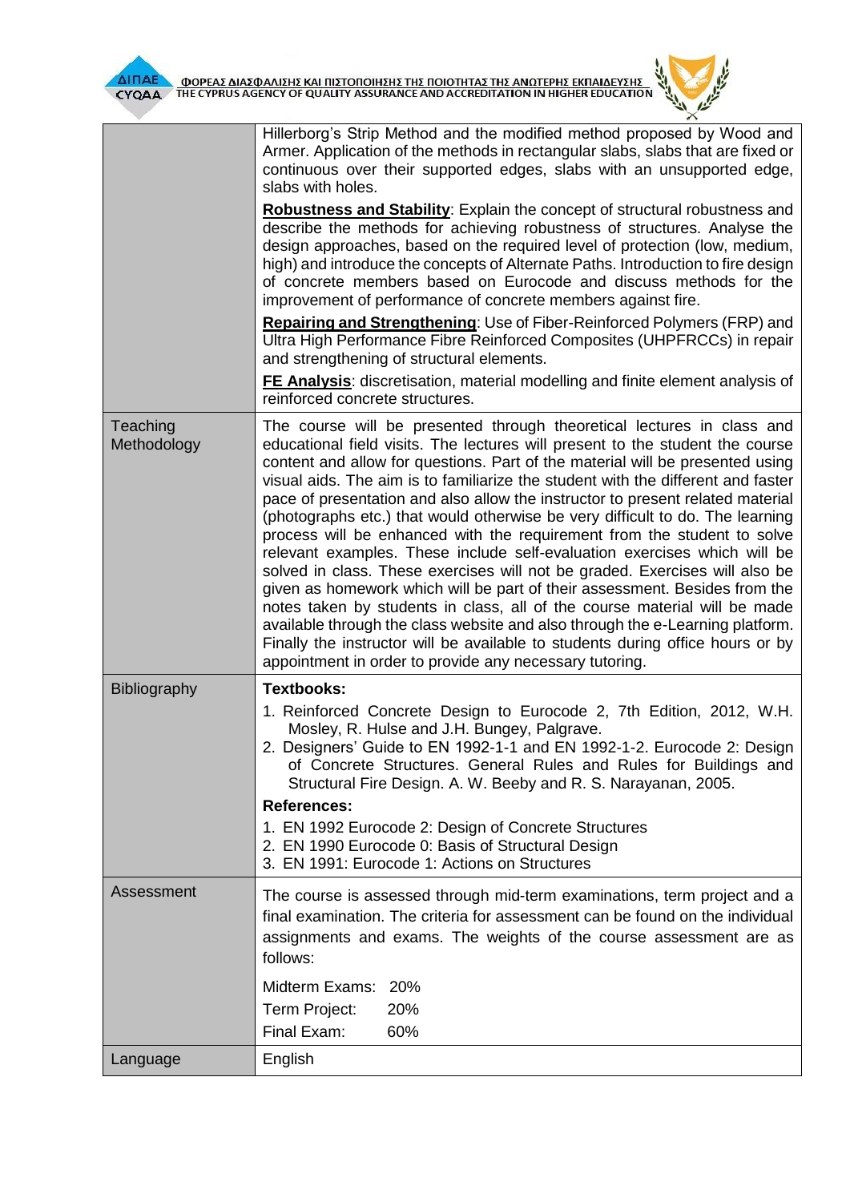| | |
|---|---|
| | Hillerborg's Strip Method and the modified method proposed by Wood and Armer. Application of the methods in rectangular slabs, slabs that are fixed or continuous over their supported edges, slabs with an unsupported edge, slabs with holes.<br><br>**Robustness and Stability**: Explain the concept of structural robustness and describe the methods for achieving robustness of structures. Analyse the design approaches, based on the required level of protection (low, medium, high) and introduce the concepts of Alternate Paths. Introduction to fire design of concrete members based on Eurocode and discuss methods for the improvement of performance of concrete members against fire.<br><br>**Repairing and Strengthening**: Use of Fiber-Reinforced Polymers (FRP) and Ultra High Performance Fibre Reinforced Composites (UHPFRCCs) in repair and strengthening of structural elements.<br><br>**FE Analysis**: discretisation, material modelling and finite element analysis of reinforced concrete structures. |
| Teaching Methodology | The course will be presented through theoretical lectures in class and educational field visits. The lectures will present to the student the course content and allow for questions. Part of the material will be presented using visual aids. The aim is to familiarize the student with the different and faster pace of presentation and also allow the instructor to present related material (photographs etc.) that would otherwise be very difficult to do. The learning process will be enhanced with the requirement from the student to solve relevant examples. These include self-evaluation exercises which will be solved in class. These exercises will not be graded. Exercises will also be given as homework which will be part of their assessment. Besides from the notes taken by students in class, all of the course material will be made available through the class website and also through the e-Learning platform. Finally the instructor will be available to students during office hours or by appointment in order to provide any necessary tutoring. |
| Bibliography | **Textbooks:**<br>1. Reinforced Concrete Design to Eurocode 2, 7th Edition, 2012, W.H. Mosley, R. Hulse and J.H. Bungey, Palgrave.<br>2. Designers' Guide to EN 1992-1-1 and EN 1992-1-2. Eurocode 2: Design of Concrete Structures. General Rules and Rules for Buildings and Structural Fire Design. A. W. Beeby and R. S. Narayanan, 2005.<br><br>**References:**<br>1. EN 1992 Eurocode 2: Design of Concrete Structures<br>2. EN 1990 Eurocode 0: Basis of Structural Design<br>3. EN 1991: Eurocode 1: Actions on Structures |
| Assessment | The course is assessed through mid-term examinations, term project and a final examination. The criteria for assessment can be found on the individual assignments and exams. The weights of the course assessment are as follows:<br><br>Midterm Exams: 20%<br>Term Project: 20%<br>Final Exam: 60% |
| Language | English |